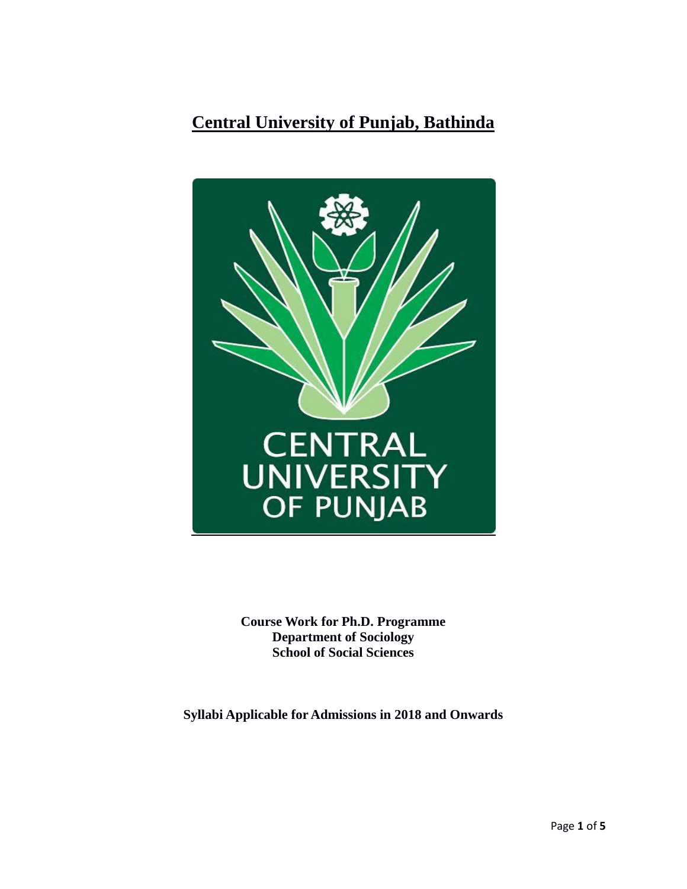# Central University of Punjab, Bathinda

**Course Work for Ph.D. Programme**
**Department of Sociology**
**School of Social Sciences**

**Syllabi Applicable for Admissions in 2018 and Onwards**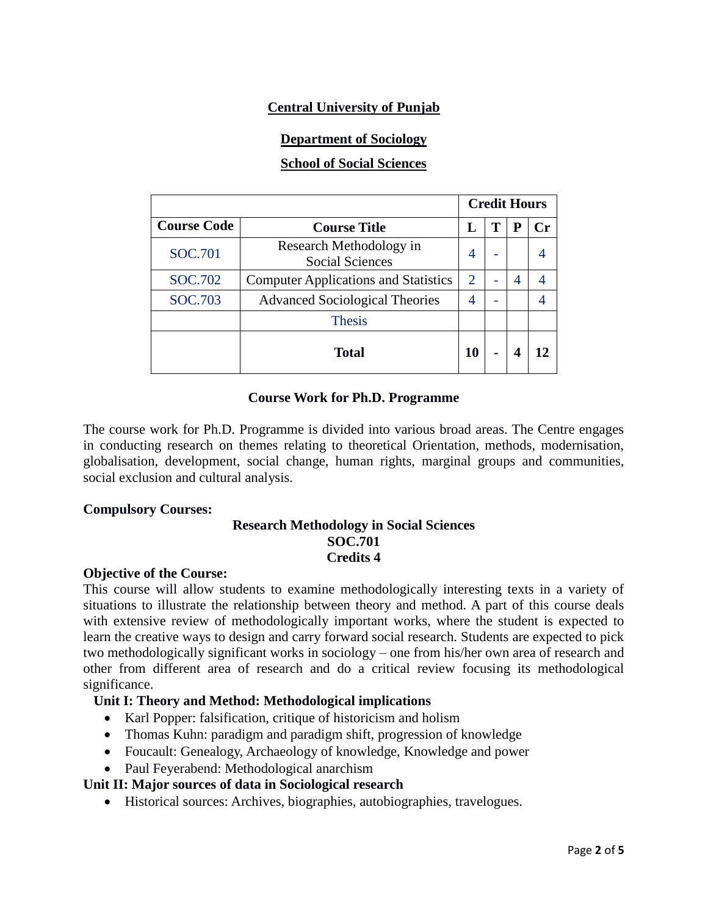**Central University of Punjab**

**Department of Sociology**

**School of Social Sciences**

| | | Credit Hours | | | |
|---|---|---|---|---|---|
| **Course Code** | **Course Title** | **L** | **T** | **P** | **Cr** |
| SOC.701 | Research Methodology in Social Sciences | 4 | - | | 4 |
| SOC.702 | Computer Applications and Statistics | 2 | - | 4 | 4 |
| SOC.703 | Advanced Sociological Theories | 4 | - | | 4 |
| | Thesis | | | | |
| | **Total** | **10** | **-** | **4** | **12** |

**Course Work for Ph.D. Programme**

The course work for Ph.D. Programme is divided into various broad areas. The Centre engages in conducting research on themes relating to theoretical Orientation, methods, modernisation, globalisation, development, social change, human rights, marginal groups and communities, social exclusion and cultural analysis.

**Compulsory Courses:**

**Research Methodology in Social Sciences**
**SOC.701**
**Credits 4**

**Objective of the Course:**
This course will allow students to examine methodologically interesting texts in a variety of situations to illustrate the relationship between theory and method. A part of this course deals with extensive review of methodologically important works, where the student is expected to learn the creative ways to design and carry forward social research. Students are expected to pick two methodologically significant works in sociology – one from his/her own area of research and other from different area of research and do a critical review focusing its methodological significance.

**Unit I: Theory and Method: Methodological implications**

- Karl Popper: falsification, critique of historicism and holism
- Thomas Kuhn: paradigm and paradigm shift, progression of knowledge
- Foucault: Genealogy, Archaeology of knowledge, Knowledge and power
- Paul Feyerabend: Methodological anarchism

**Unit II: Major sources of data in Sociological research**

- Historical sources: Archives, biographies, autobiographies, travelogues.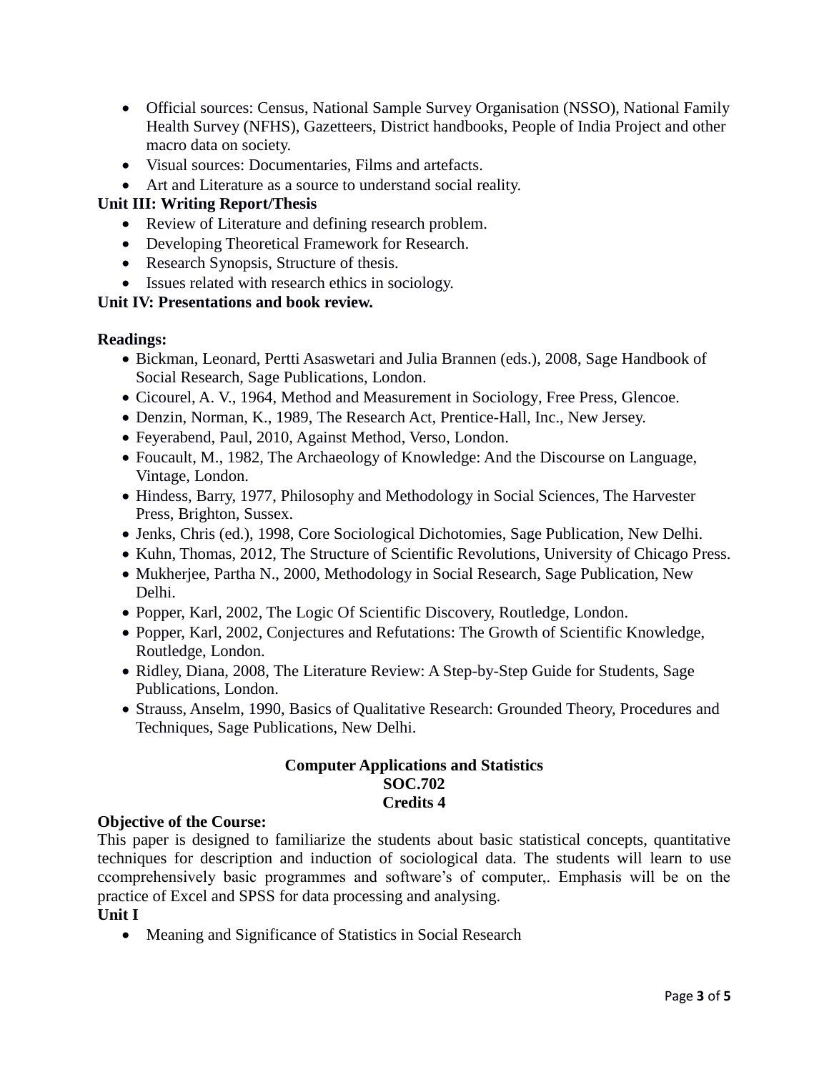- Official sources: Census, National Sample Survey Organisation (NSSO), National Family Health Survey (NFHS), Gazetteers, District handbooks, People of India Project and other macro data on society.
- Visual sources: Documentaries, Films and artefacts.
- Art and Literature as a source to understand social reality.

**Unit III: Writing Report/Thesis**

- Review of Literature and defining research problem.
- Developing Theoretical Framework for Research.
- Research Synopsis, Structure of thesis.
- Issues related with research ethics in sociology.

**Unit IV: Presentations and book review.**

**Readings:**

- Bickman, Leonard, Pertti Asaswetari and Julia Brannen (eds.), 2008, Sage Handbook of Social Research, Sage Publications, London.
- Cicourel, A. V., 1964, Method and Measurement in Sociology, Free Press, Glencoe.
- Denzin, Norman, K., 1989, The Research Act, Prentice-Hall, Inc., New Jersey.
- Feyerabend, Paul, 2010, Against Method, Verso, London.
- Foucault, M., 1982, The Archaeology of Knowledge: And the Discourse on Language, Vintage, London.
- Hindess, Barry, 1977, Philosophy and Methodology in Social Sciences, The Harvester Press, Brighton, Sussex.
- Jenks, Chris (ed.), 1998, Core Sociological Dichotomies, Sage Publication, New Delhi.
- Kuhn, Thomas, 2012, The Structure of Scientific Revolutions, University of Chicago Press.
- Mukherjee, Partha N., 2000, Methodology in Social Research, Sage Publication, New Delhi.
- Popper, Karl, 2002, The Logic Of Scientific Discovery, Routledge, London.
- Popper, Karl, 2002, Conjectures and Refutations: The Growth of Scientific Knowledge, Routledge, London.
- Ridley, Diana, 2008, The Literature Review: A Step-by-Step Guide for Students, Sage Publications, London.
- Strauss, Anselm, 1990, Basics of Qualitative Research: Grounded Theory, Procedures and Techniques, Sage Publications, New Delhi.

## Computer Applications and Statistics

**SOC.702**

**Credits 4**

**Objective of the Course:**

This paper is designed to familiarize the students about basic statistical concepts, quantitative techniques for description and induction of sociological data. The students will learn to use ccomprehensively basic programmes and software's of computer,. Emphasis will be on the practice of Excel and SPSS for data processing and analysing.

**Unit I**

- Meaning and Significance of Statistics in Social Research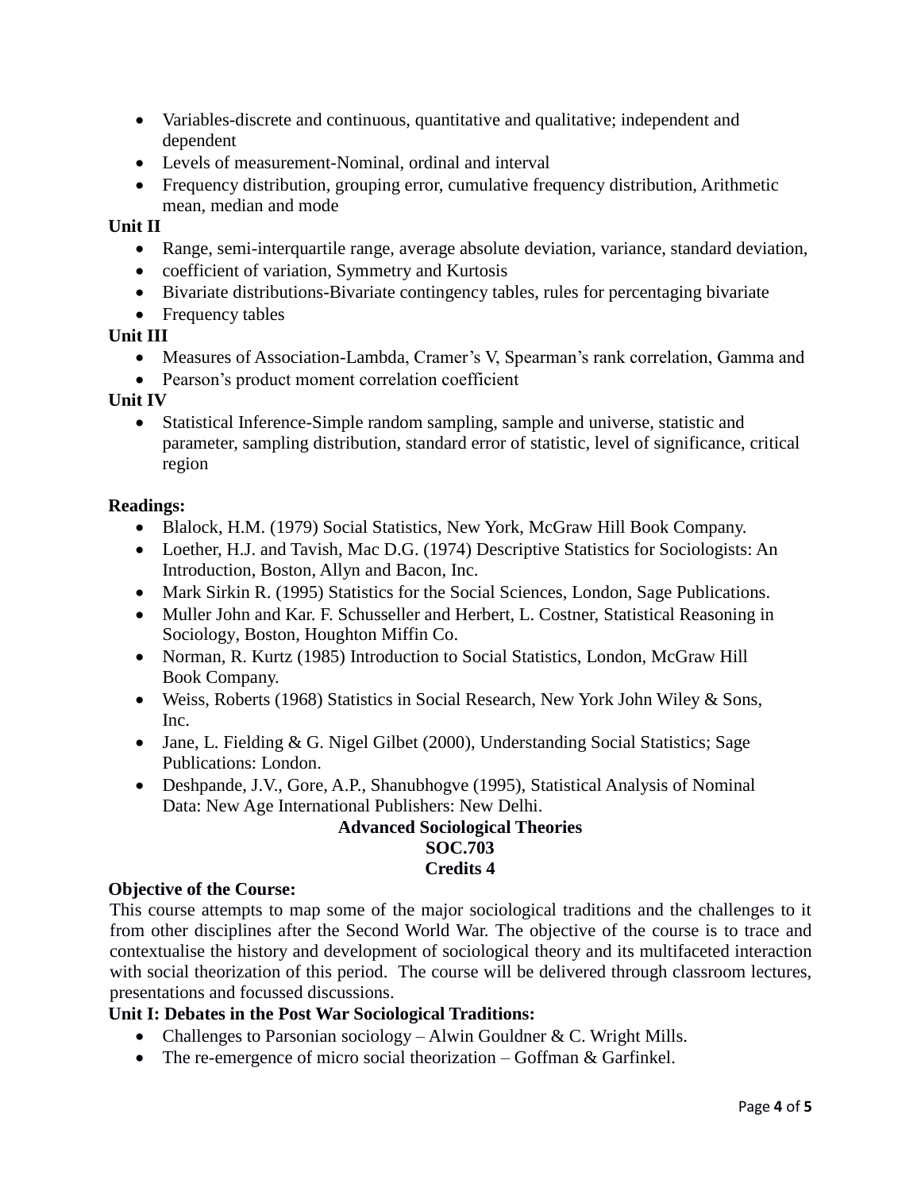- Variables-discrete and continuous, quantitative and qualitative; independent and dependent
- Levels of measurement-Nominal, ordinal and interval
- Frequency distribution, grouping error, cumulative frequency distribution, Arithmetic mean, median and mode

**Unit II**

- Range, semi-interquartile range, average absolute deviation, variance, standard deviation,
- coefficient of variation, Symmetry and Kurtosis
- Bivariate distributions-Bivariate contingency tables, rules for percentaging bivariate
- Frequency tables

**Unit III**

- Measures of Association-Lambda, Cramer's V, Spearman's rank correlation, Gamma and
- Pearson's product moment correlation coefficient

**Unit IV**

- Statistical Inference-Simple random sampling, sample and universe, statistic and parameter, sampling distribution, standard error of statistic, level of significance, critical region

**Readings:**

- Blalock, H.M. (1979) Social Statistics, New York, McGraw Hill Book Company.
- Loether, H.J. and Tavish, Mac D.G. (1974) Descriptive Statistics for Sociologists: An Introduction, Boston, Allyn and Bacon, Inc.
- Mark Sirkin R. (1995) Statistics for the Social Sciences, London, Sage Publications.
- Muller John and Kar. F. Schusseller and Herbert, L. Costner, Statistical Reasoning in Sociology, Boston, Houghton Miffin Co.
- Norman, R. Kurtz (1985) Introduction to Social Statistics, London, McGraw Hill Book Company.
- Weiss, Roberts (1968) Statistics in Social Research, New York John Wiley & Sons, Inc.
- Jane, L. Fielding & G. Nigel Gilbet (2000), Understanding Social Statistics; Sage Publications: London.
- Deshpande, J.V., Gore, A.P., Shanubhogve (1995), Statistical Analysis of Nominal Data: New Age International Publishers: New Delhi.

## Advanced Sociological Theories
**SOC.703**
**Credits 4**

**Objective of the Course:**

This course attempts to map some of the major sociological traditions and the challenges to it from other disciplines after the Second World War. The objective of the course is to trace and contextualise the history and development of sociological theory and its multifaceted interaction with social theorization of this period. The course will be delivered through classroom lectures, presentations and focussed discussions.

**Unit I: Debates in the Post War Sociological Traditions:**

- Challenges to Parsonian sociology – Alwin Gouldner & C. Wright Mills.
- The re-emergence of micro social theorization – Goffman & Garfinkel.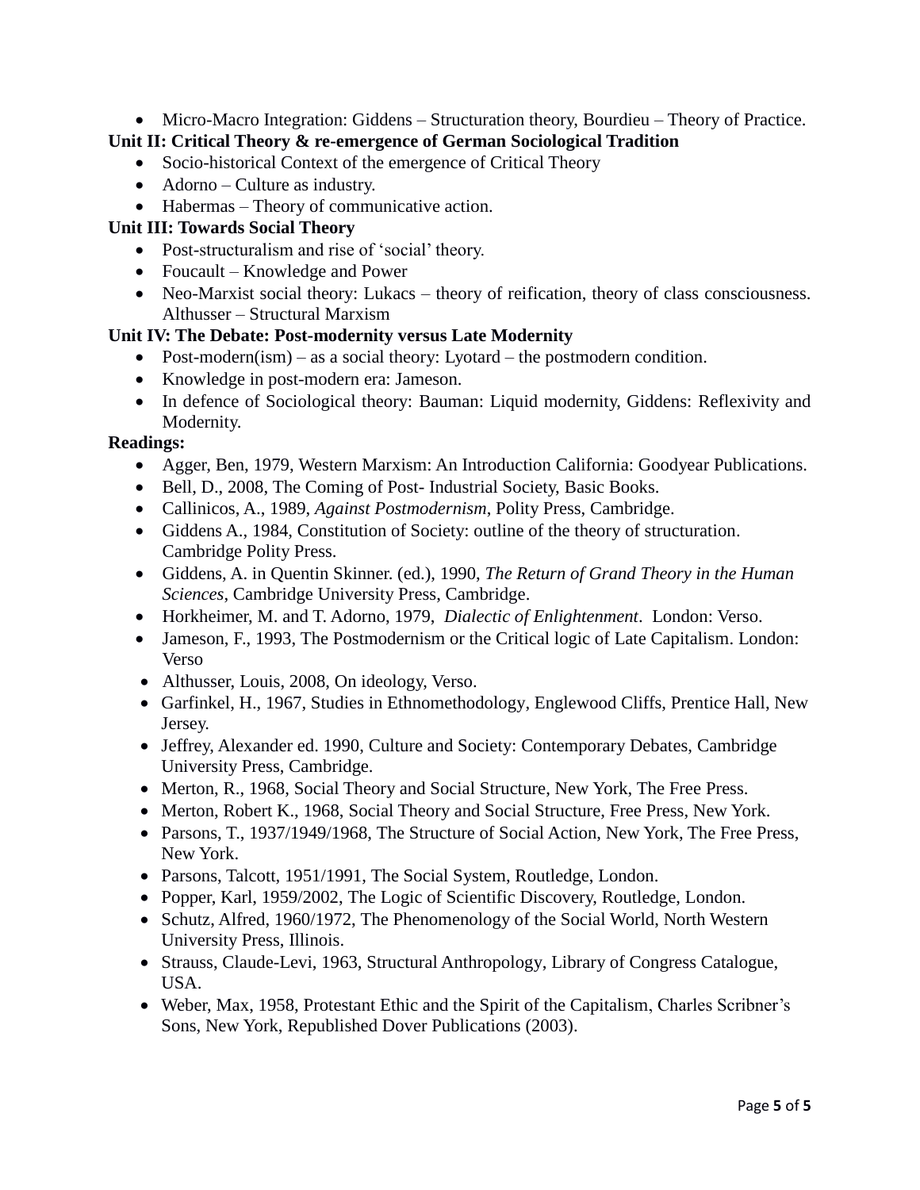- Micro-Macro Integration: Giddens – Structuration theory, Bourdieu – Theory of Practice.

**Unit II: Critical Theory & re-emergence of German Sociological Tradition**

- Socio-historical Context of the emergence of Critical Theory
- Adorno – Culture as industry.
- Habermas – Theory of communicative action.

**Unit III: Towards Social Theory**

- Post-structuralism and rise of 'social' theory.
- Foucault – Knowledge and Power
- Neo-Marxist social theory: Lukacs – theory of reification, theory of class consciousness. Althusser – Structural Marxism

**Unit IV: The Debate: Post-modernity versus Late Modernity**

- Post-modern(ism) – as a social theory: Lyotard – the postmodern condition.
- Knowledge in post-modern era: Jameson.
- In defence of Sociological theory: Bauman: Liquid modernity, Giddens: Reflexivity and Modernity.

**Readings:**

- Agger, Ben, 1979, Western Marxism: An Introduction California: Goodyear Publications.
- Bell, D., 2008, The Coming of Post- Industrial Society, Basic Books.
- Callinicos, A., 1989, *Against Postmodernism*, Polity Press, Cambridge.
- Giddens A., 1984, Constitution of Society: outline of the theory of structuration. Cambridge Polity Press.
- Giddens, A. in Quentin Skinner. (ed.), 1990, *The Return of Grand Theory in the Human Sciences*, Cambridge University Press, Cambridge.
- Horkheimer, M. and T. Adorno, 1979, *Dialectic of Enlightenment*. London: Verso.
- Jameson, F., 1993, The Postmodernism or the Critical logic of Late Capitalism. London: Verso
- Althusser, Louis, 2008, On ideology, Verso.
- Garfinkel, H., 1967, Studies in Ethnomethodology, Englewood Cliffs, Prentice Hall, New Jersey.
- Jeffrey, Alexander ed. 1990, Culture and Society: Contemporary Debates, Cambridge University Press, Cambridge.
- Merton, R., 1968, Social Theory and Social Structure, New York, The Free Press.
- Merton, Robert K., 1968, Social Theory and Social Structure, Free Press, New York.
- Parsons, T., 1937/1949/1968, The Structure of Social Action, New York, The Free Press, New York.
- Parsons, Talcott, 1951/1991, The Social System, Routledge, London.
- Popper, Karl, 1959/2002, The Logic of Scientific Discovery, Routledge, London.
- Schutz, Alfred, 1960/1972, The Phenomenology of the Social World, North Western University Press, Illinois.
- Strauss, Claude-Levi, 1963, Structural Anthropology, Library of Congress Catalogue, USA.
- Weber, Max, 1958, Protestant Ethic and the Spirit of the Capitalism, Charles Scribner's Sons, New York, Republished Dover Publications (2003).